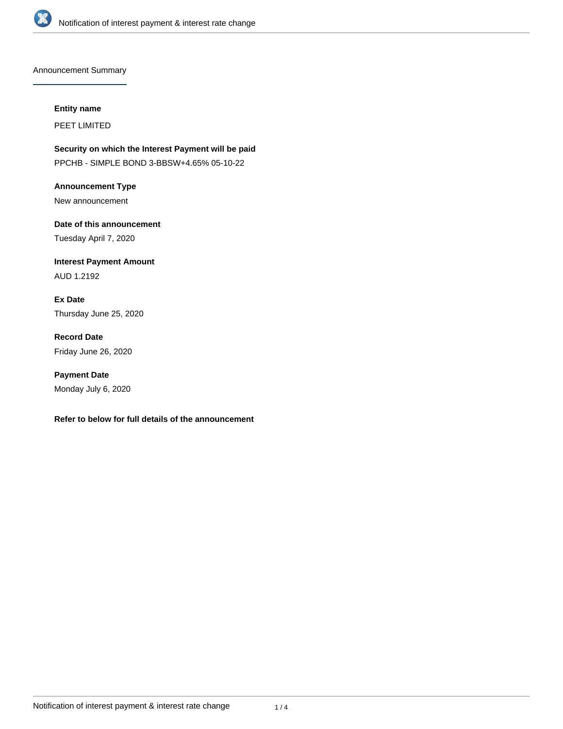## Announcement Summary

**Entity name**

PEET LIMITED

**Security on which the Interest Payment will be paid**

PPCHB - SIMPLE BOND 3-BBSW+4.65% 05-10-22

**Announcement Type**

New announcement

**Date of this announcement**

Tuesday April 7, 2020

**Interest Payment Amount**

AUD 1.2192

**Ex Date**

Thursday June 25, 2020

**Record Date**

Friday June 26, 2020

**Payment Date**

Monday July 6, 2020

**Refer to below for full details of the announcement**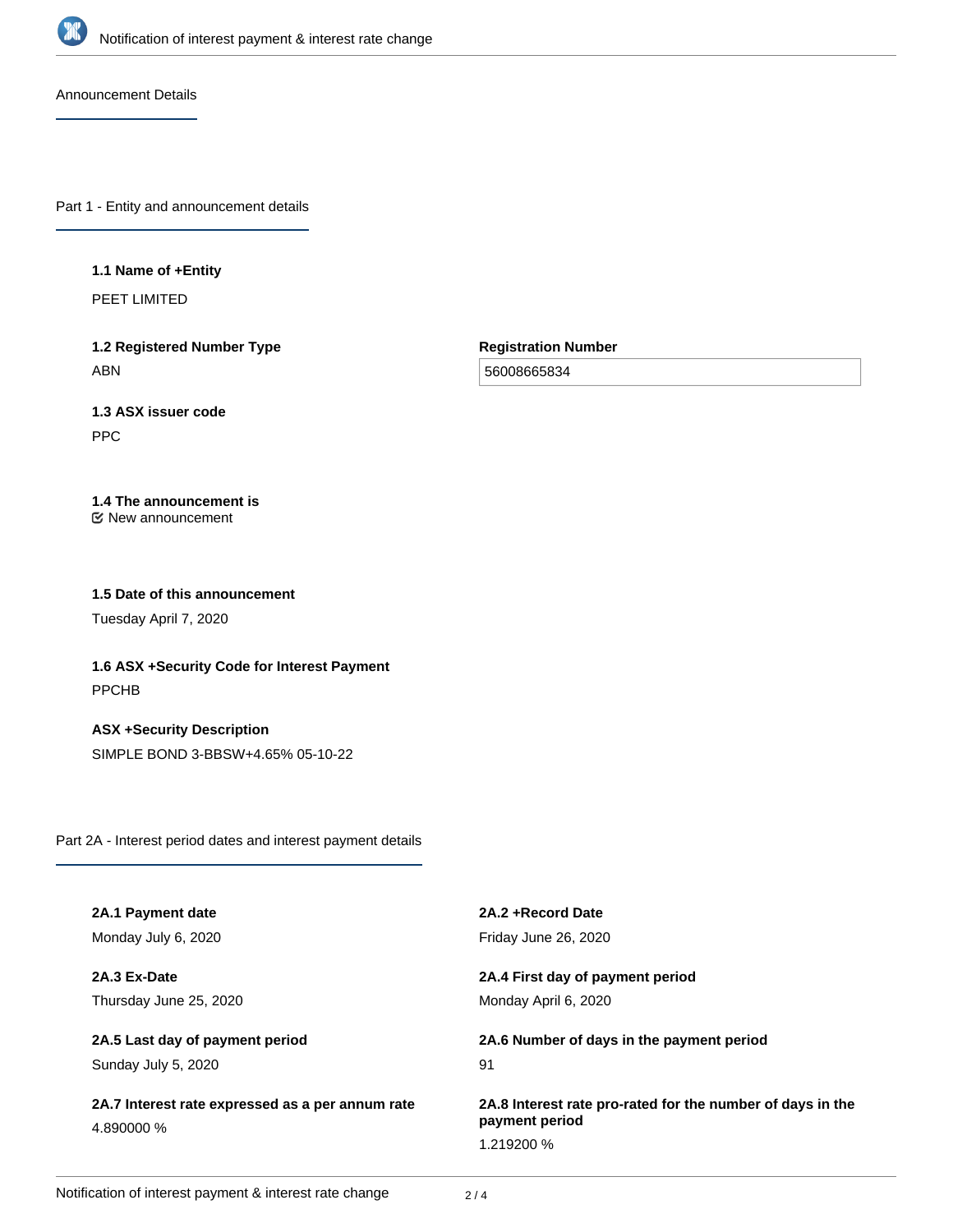## Announcement Details

### Part 1 - Entity and announcement details

**1.1 Name of +Entity**

PEET LIMITED

**1.2 Registered Number Type**

ABN

**Registration Number**

56008665834

**1.3 ASX issuer code**

PPC

**1.4 The announcement is**

New announcement

**1.5 Date of this announcement**

Tuesday April 7, 2020

**1.6 ASX +Security Code for Interest Payment**

PPCHB

**ASX +Security Description**

SIMPLE BOND 3-BBSW+4.65% 05-10-22

### Part 2A - Interest period dates and interest payment details

**2A.1 Payment date**

Monday July 6, 2020

**2A.2 +Record Date**

Friday June 26, 2020

**2A.3 Ex-Date**

Thursday June 25, 2020

**2A.4 First day of payment period**

Monday April 6, 2020

**2A.5 Last day of payment period**

Sunday July 5, 2020

**2A.6 Number of days in the payment period**

91

**2A.7 Interest rate expressed as a per annum rate**

4.890000 %

**2A.8 Interest rate pro-rated for the number of days in the payment period**

1.219200 %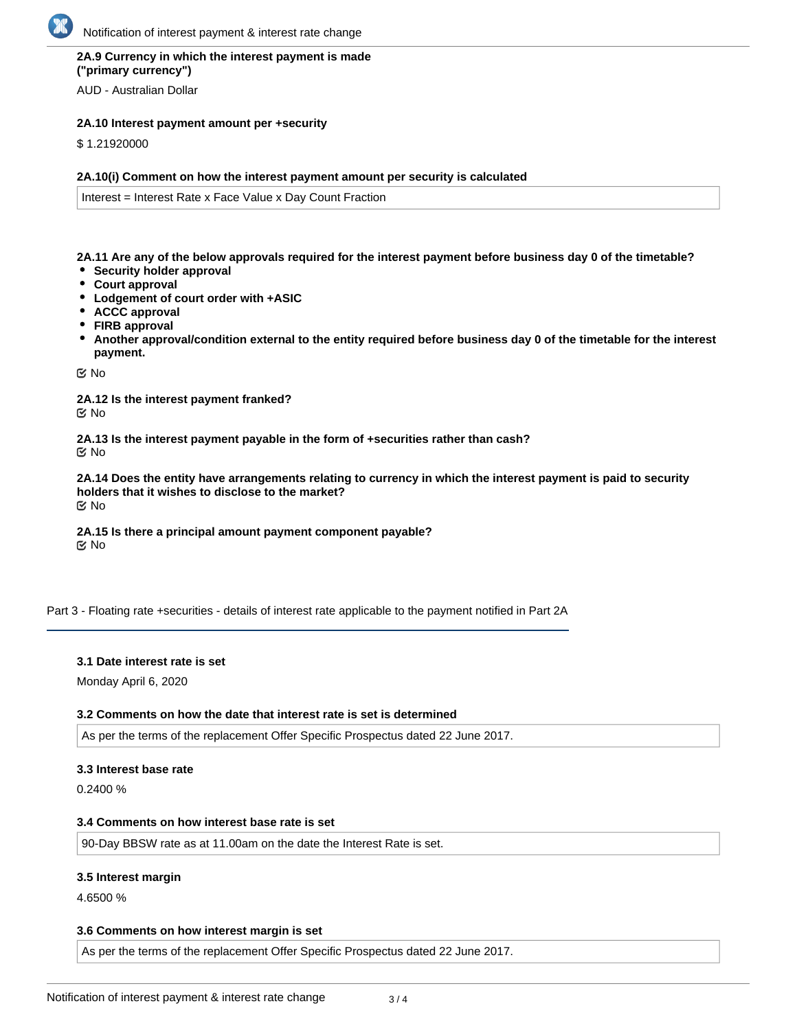**2A.9 Currency in which the interest payment is made ("primary currency")**

AUD - Australian Dollar

**2A.10 Interest payment amount per +security**

$ 1.21920000

**2A.10(i) Comment on how the interest payment amount per security is calculated**

Interest = Interest Rate x Face Value x Day Count Fraction

**2A.11 Are any of the below approvals required for the interest payment before business day 0 of the timetable?**

- **Security holder approval**
- **Court approval**
- **Lodgement of court order with +ASIC**
- **ACCC approval**
- **FIRB approval**
- **Another approval/condition external to the entity required before business day 0 of the timetable for the interest payment.**

No

**2A.12 Is the interest payment franked?**

No

**2A.13 Is the interest payment payable in the form of +securities rather than cash?**

No

**2A.14 Does the entity have arrangements relating to currency in which the interest payment is paid to security holders that it wishes to disclose to the market?**

No

**2A.15 Is there a principal amount payment component payable?**

No

## Part 3 - Floating rate +securities - details of interest rate applicable to the payment notified in Part 2A

**3.1 Date interest rate is set**

Monday April 6, 2020

**3.2 Comments on how the date that interest rate is set is determined**

As per the terms of the replacement Offer Specific Prospectus dated 22 June 2017.

**3.3 Interest base rate**

0.2400 %

**3.4 Comments on how interest base rate is set**

90-Day BBSW rate as at 11.00am on the date the Interest Rate is set.

**3.5 Interest margin**

4.6500 %

**3.6 Comments on how interest margin is set**

As per the terms of the replacement Offer Specific Prospectus dated 22 June 2017.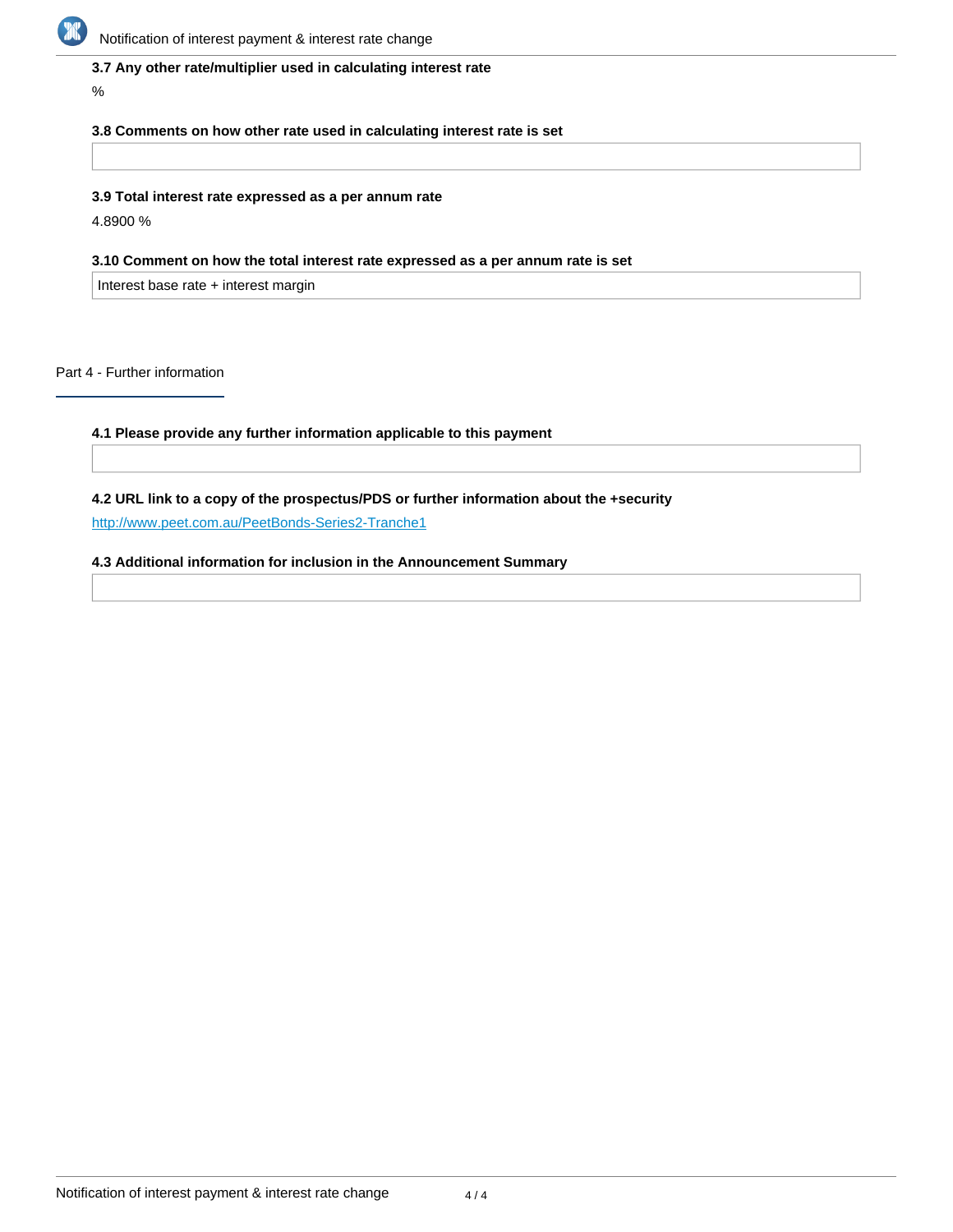**3.7 Any other rate/multiplier used in calculating interest rate**

%

**3.8 Comments on how other rate used in calculating interest rate is set**

**3.9 Total interest rate expressed as a per annum rate**

4.8900 %

**3.10 Comment on how the total interest rate expressed as a per annum rate is set**

Interest base rate + interest margin

## Part 4 - Further information

**4.1 Please provide any further information applicable to this payment**

**4.2 URL link to a copy of the prospectus/PDS or further information about the +security**

http://www.peet.com.au/PeetBonds-Series2-Tranche1

**4.3 Additional information for inclusion in the Announcement Summary**